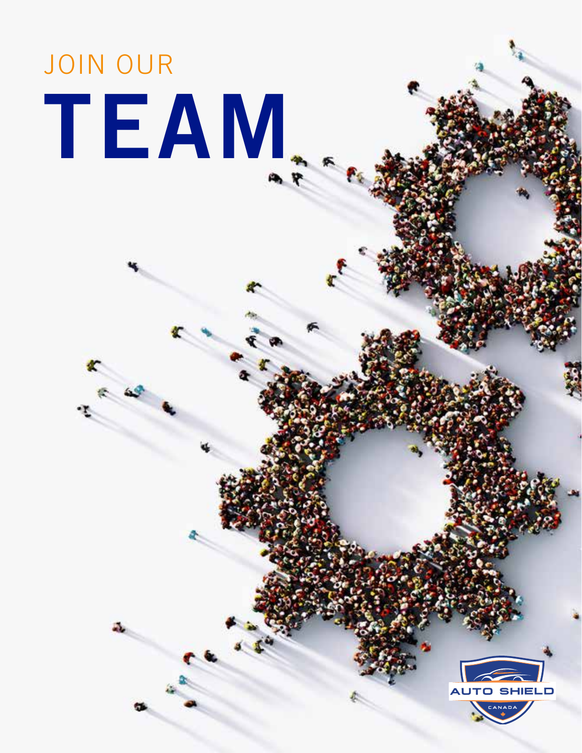JOIN OUR

# TEAM

AUTO SHIELD

CANADA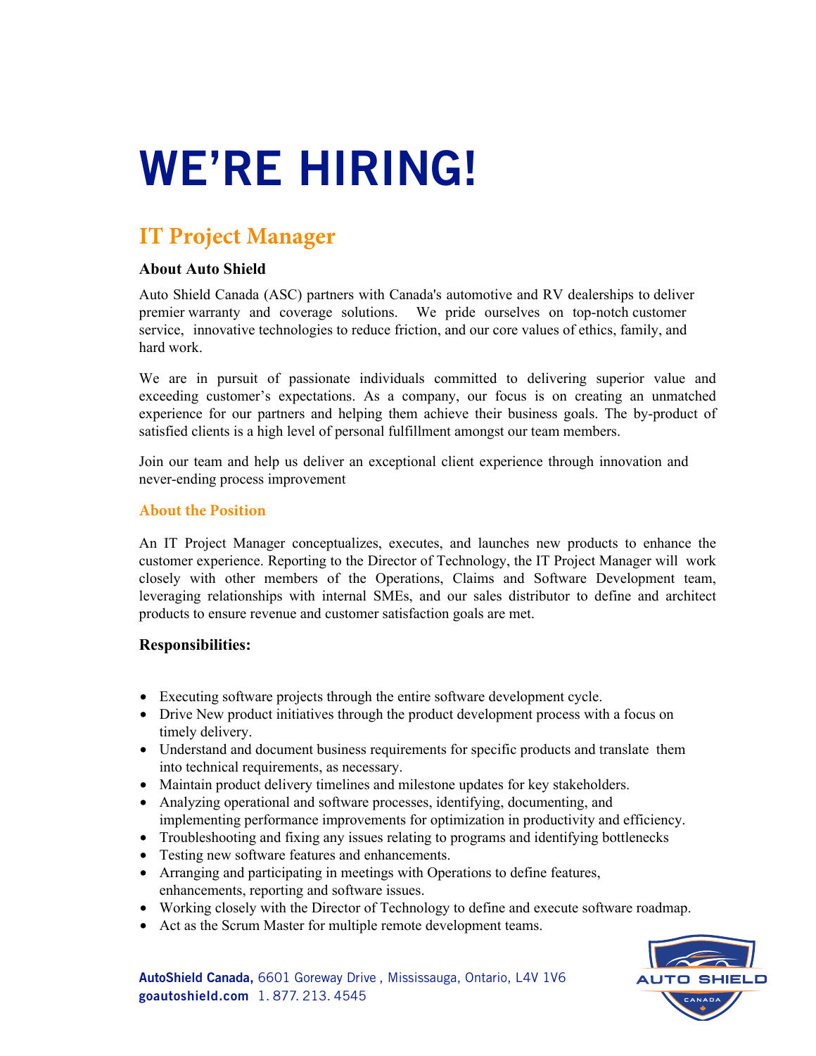# WE'RE HIRING!

## IT Project Manager

### About Auto Shield

Auto Shield Canada (ASC) partners with Canada's automotive and RV dealerships to deliver premier warranty and coverage solutions. We pride ourselves on top-notch customer service, innovative technologies to reduce friction, and our core values of ethics, family, and hard work.

We are in pursuit of passionate individuals committed to delivering superior value and exceeding customer's expectations. As a company, our focus is on creating an unmatched experience for our partners and helping them achieve their business goals. The by-product of satisfied clients is a high level of personal fulfillment amongst our team members.

Join our team and help us deliver an exceptional client experience through innovation and never-ending process improvement

### About the Position

An IT Project Manager conceptualizes, executes, and launches new products to enhance the customer experience. Reporting to the Director of Technology, the IT Project Manager will work closely with other members of the Operations, Claims and Software Development team, leveraging relationships with internal SMEs, and our sales distributor to define and architect products to ensure revenue and customer satisfaction goals are met.

### Responsibilities:

- Executing software projects through the entire software development cycle.
- Drive New product initiatives through the product development process with a focus on timely delivery.
- Understand and document business requirements for specific products and translate them into technical requirements, as necessary.
- Maintain product delivery timelines and milestone updates for key stakeholders.
- Analyzing operational and software processes, identifying, documenting, and implementing performance improvements for optimization in productivity and efficiency.
- Troubleshooting and fixing any issues relating to programs and identifying bottlenecks
- Testing new software features and enhancements.
- Arranging and participating in meetings with Operations to define features, enhancements, reporting and software issues.
- Working closely with the Director of Technology to define and execute software roadmap.
- Act as the Scrum Master for multiple remote development teams.

**AutoShield Canada,** 6601 Goreway Drive , Mississauga, Ontario, L4V 1V6
**goautoshield.com** 1. 877. 213. 4545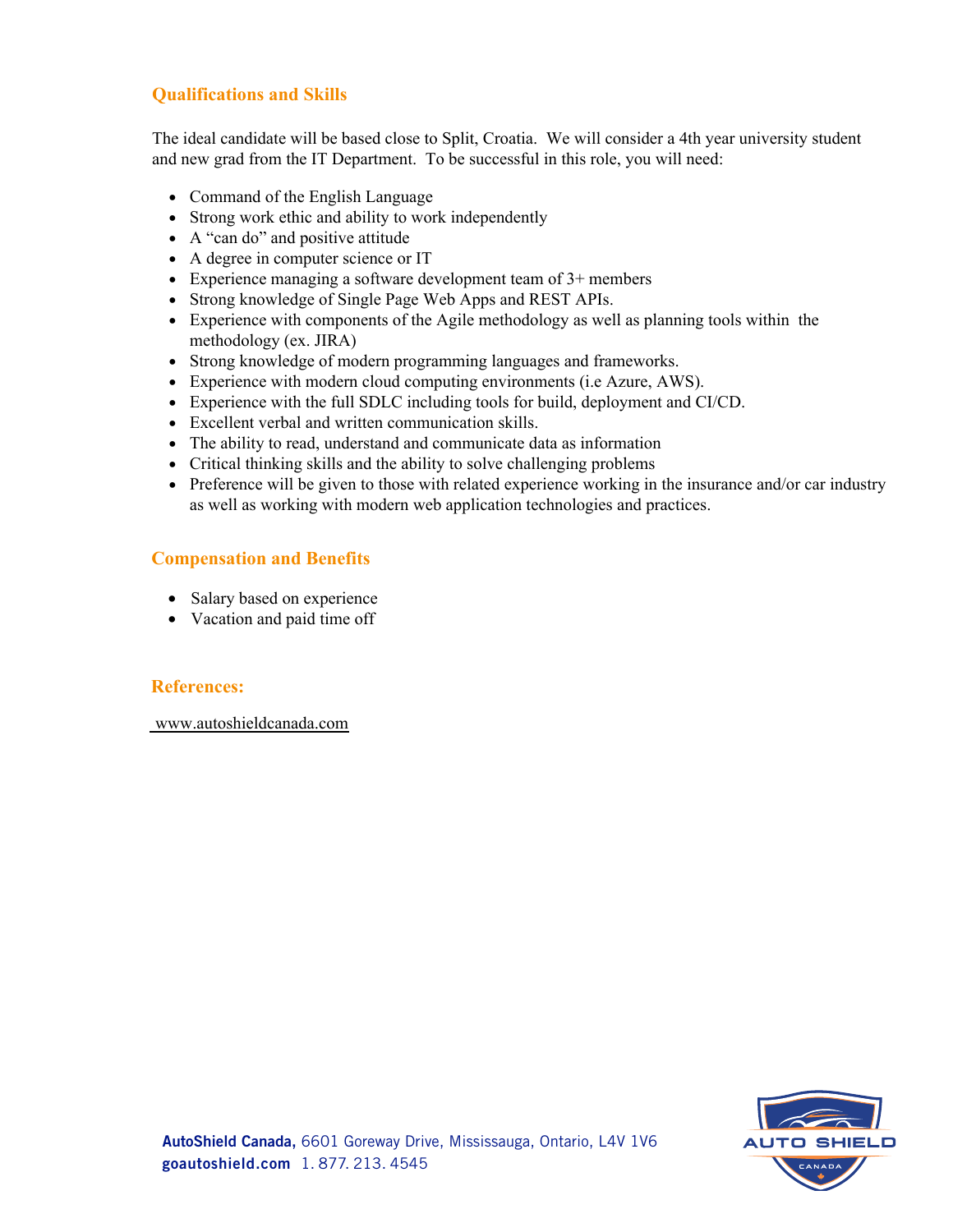## Qualifications and Skills

The ideal candidate will be based close to Split, Croatia. We will consider a 4th year university student and new grad from the IT Department. To be successful in this role, you will need:

- Command of the English Language
- Strong work ethic and ability to work independently
- A "can do" and positive attitude
- A degree in computer science or IT
- Experience managing a software development team of 3+ members
- Strong knowledge of Single Page Web Apps and REST APIs.
- Experience with components of the Agile methodology as well as planning tools within the methodology (ex. JIRA)
- Strong knowledge of modern programming languages and frameworks.
- Experience with modern cloud computing environments (i.e Azure, AWS).
- Experience with the full SDLC including tools for build, deployment and CI/CD.
- Excellent verbal and written communication skills.
- The ability to read, understand and communicate data as information
- Critical thinking skills and the ability to solve challenging problems
- Preference will be given to those with related experience working in the insurance and/or car industry as well as working with modern web application technologies and practices.

## Compensation and Benefits

- Salary based on experience
- Vacation and paid time off

## References:

www.autoshieldcanada.com

**AutoShield Canada,** 6601 Goreway Drive, Mississauga, Ontario, L4V 1V6
**goautoshield.com** 1. 877. 213. 4545